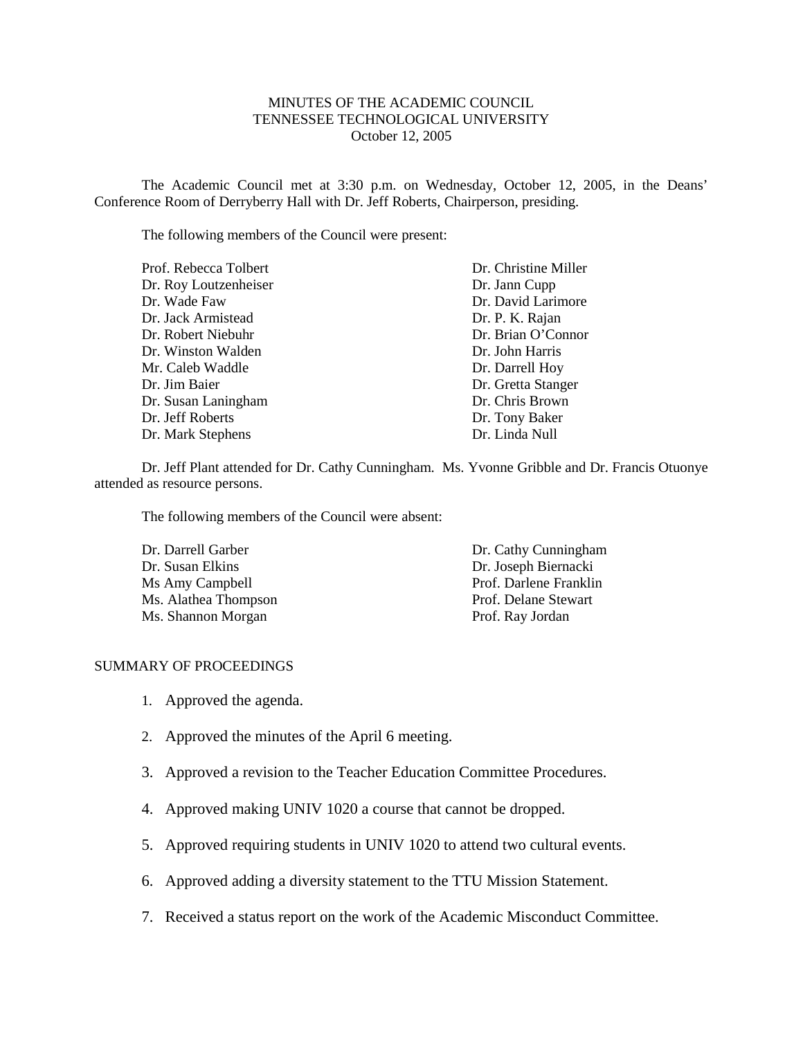# MINUTES OF THE ACADEMIC COUNCIL
# TENNESSEE TECHNOLOGICAL UNIVERSITY
October 12, 2005

The Academic Council met at 3:30 p.m. on Wednesday, October 12, 2005, in the Deans' Conference Room of Derryberry Hall with Dr. Jeff Roberts, Chairperson, presiding.

The following members of the Council were present:

Prof. Rebecca Tolbert
Dr. Roy Loutzenheiser
Dr. Wade Faw
Dr. Jack Armistead
Dr. Robert Niebuhr
Dr. Winston Walden
Mr. Caleb Waddle
Dr. Jim Baier
Dr. Susan Laningham
Dr. Jeff Roberts
Dr. Mark Stephens
Dr. Christine Miller
Dr. Jann Cupp
Dr. David Larimore
Dr. P. K. Rajan
Dr. Brian O'Connor
Dr. John Harris
Dr. Darrell Hoy
Dr. Gretta Stanger
Dr. Chris Brown
Dr. Tony Baker
Dr. Linda Null

Dr. Jeff Plant attended for Dr. Cathy Cunningham. Ms. Yvonne Gribble and Dr. Francis Otuonye attended as resource persons.

The following members of the Council were absent:

Dr. Darrell Garber
Dr. Susan Elkins
Ms Amy Campbell
Ms. Alathea Thompson
Ms. Shannon Morgan
Dr. Cathy Cunningham
Dr. Joseph Biernacki
Prof. Darlene Franklin
Prof. Delane Stewart
Prof. Ray Jordan

## SUMMARY OF PROCEEDINGS

1. Approved the agenda.
2. Approved the minutes of the April 6 meeting.
3. Approved a revision to the Teacher Education Committee Procedures.
4. Approved making UNIV 1020 a course that cannot be dropped.
5. Approved requiring students in UNIV 1020 to attend two cultural events.
6. Approved adding a diversity statement to the TTU Mission Statement.
7. Received a status report on the work of the Academic Misconduct Committee.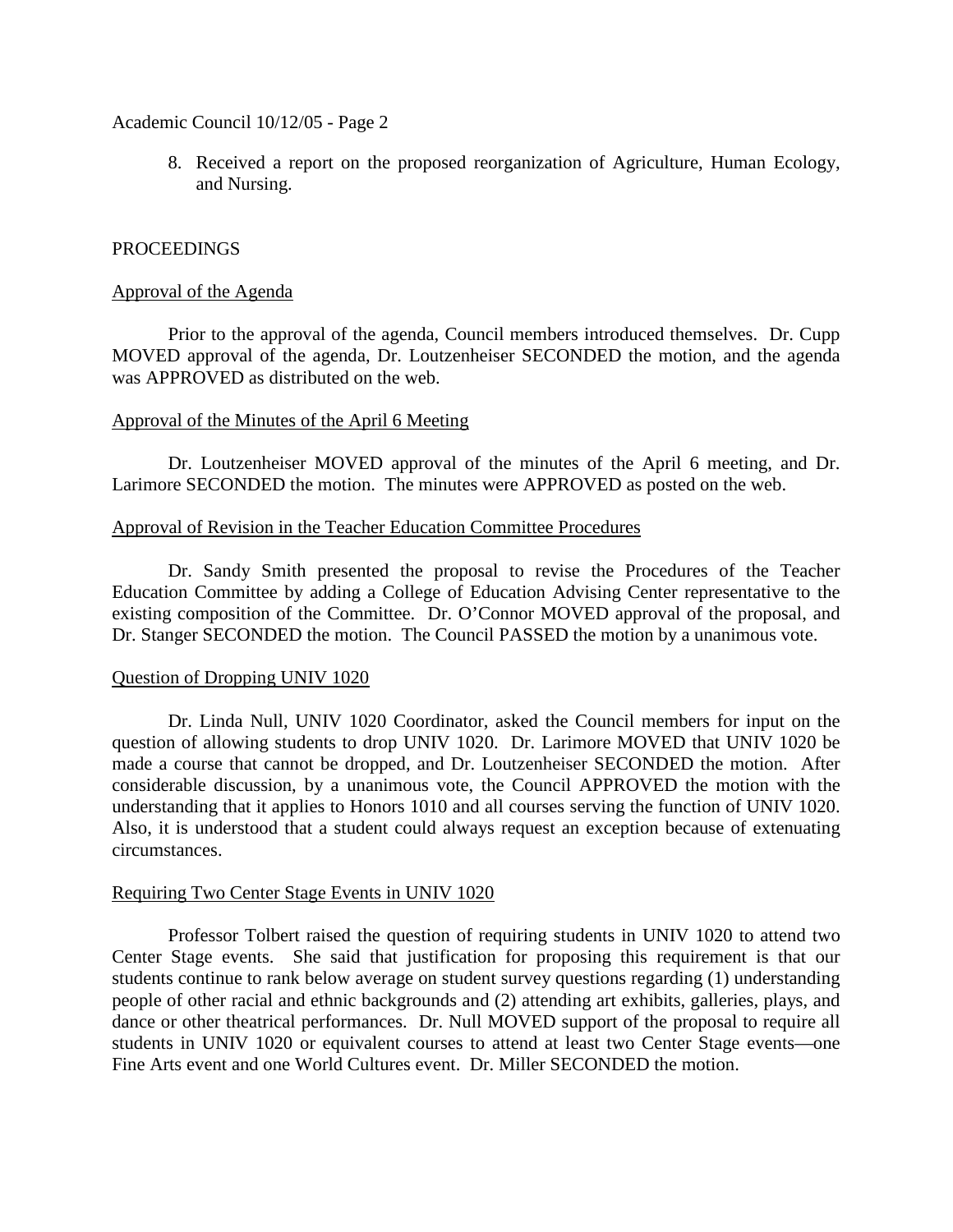8. Received a report on the proposed reorganization of Agriculture, Human Ecology, and Nursing.

PROCEEDINGS

Approval of the Agenda

Prior to the approval of the agenda, Council members introduced themselves. Dr. Cupp MOVED approval of the agenda, Dr. Loutzenheiser SECONDED the motion, and the agenda was APPROVED as distributed on the web.

Approval of the Minutes of the April 6 Meeting

Dr. Loutzenheiser MOVED approval of the minutes of the April 6 meeting, and Dr. Larimore SECONDED the motion. The minutes were APPROVED as posted on the web.

Approval of Revision in the Teacher Education Committee Procedures

Dr. Sandy Smith presented the proposal to revise the Procedures of the Teacher Education Committee by adding a College of Education Advising Center representative to the existing composition of the Committee. Dr. O'Connor MOVED approval of the proposal, and Dr. Stanger SECONDED the motion. The Council PASSED the motion by a unanimous vote.

Question of Dropping UNIV 1020

Dr. Linda Null, UNIV 1020 Coordinator, asked the Council members for input on the question of allowing students to drop UNIV 1020. Dr. Larimore MOVED that UNIV 1020 be made a course that cannot be dropped, and Dr. Loutzenheiser SECONDED the motion. After considerable discussion, by a unanimous vote, the Council APPROVED the motion with the understanding that it applies to Honors 1010 and all courses serving the function of UNIV 1020. Also, it is understood that a student could always request an exception because of extenuating circumstances.

Requiring Two Center Stage Events in UNIV 1020

Professor Tolbert raised the question of requiring students in UNIV 1020 to attend two Center Stage events. She said that justification for proposing this requirement is that our students continue to rank below average on student survey questions regarding (1) understanding people of other racial and ethnic backgrounds and (2) attending art exhibits, galleries, plays, and dance or other theatrical performances. Dr. Null MOVED support of the proposal to require all students in UNIV 1020 or equivalent courses to attend at least two Center Stage events—one Fine Arts event and one World Cultures event. Dr. Miller SECONDED the motion.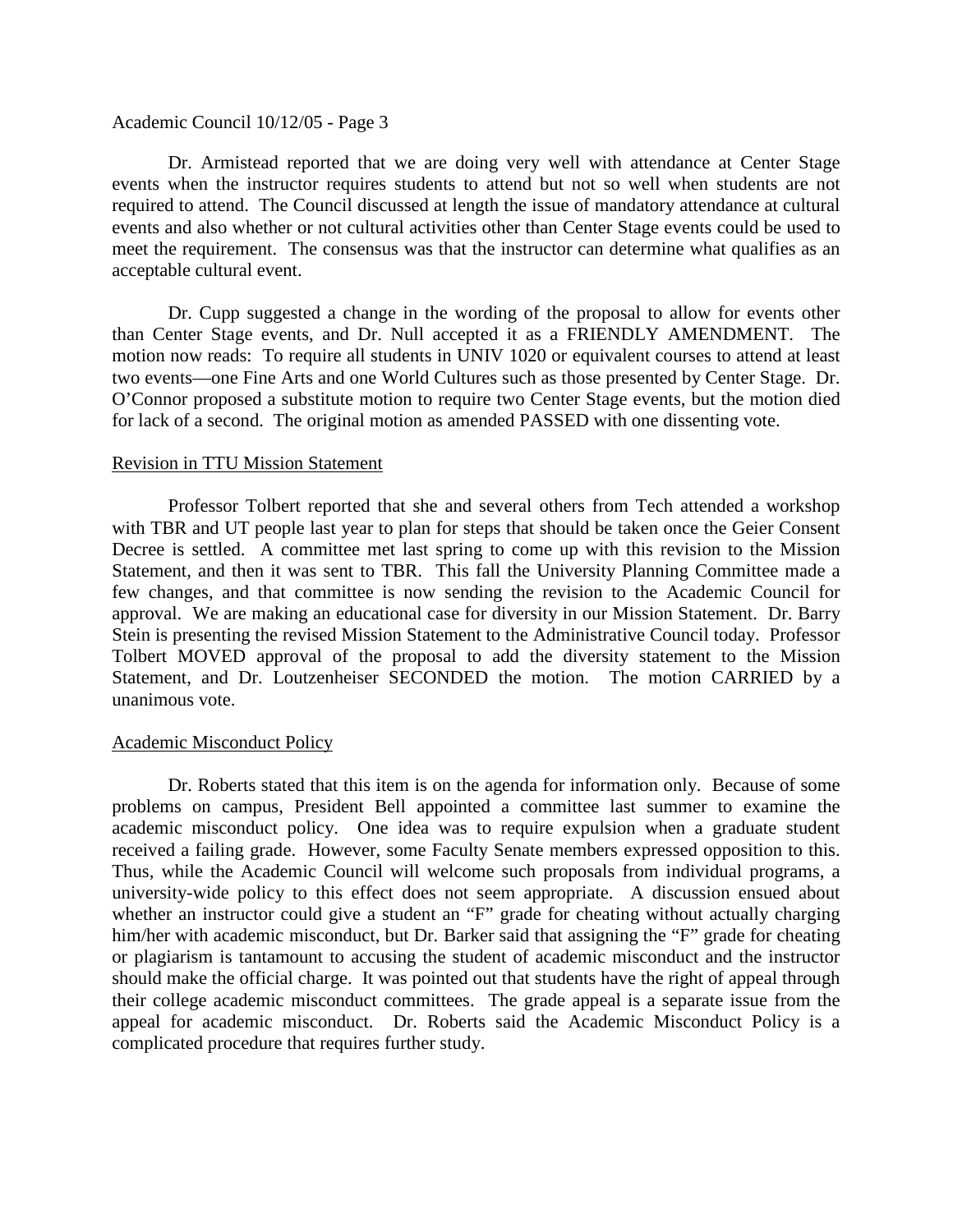Dr. Armistead reported that we are doing very well with attendance at Center Stage events when the instructor requires students to attend but not so well when students are not required to attend. The Council discussed at length the issue of mandatory attendance at cultural events and also whether or not cultural activities other than Center Stage events could be used to meet the requirement. The consensus was that the instructor can determine what qualifies as an acceptable cultural event.

Dr. Cupp suggested a change in the wording of the proposal to allow for events other than Center Stage events, and Dr. Null accepted it as a FRIENDLY AMENDMENT. The motion now reads: To require all students in UNIV 1020 or equivalent courses to attend at least two events—one Fine Arts and one World Cultures such as those presented by Center Stage. Dr. O'Connor proposed a substitute motion to require two Center Stage events, but the motion died for lack of a second. The original motion as amended PASSED with one dissenting vote.

## Revision in TTU Mission Statement

Professor Tolbert reported that she and several others from Tech attended a workshop with TBR and UT people last year to plan for steps that should be taken once the Geier Consent Decree is settled. A committee met last spring to come up with this revision to the Mission Statement, and then it was sent to TBR. This fall the University Planning Committee made a few changes, and that committee is now sending the revision to the Academic Council for approval. We are making an educational case for diversity in our Mission Statement. Dr. Barry Stein is presenting the revised Mission Statement to the Administrative Council today. Professor Tolbert MOVED approval of the proposal to add the diversity statement to the Mission Statement, and Dr. Loutzenheiser SECONDED the motion. The motion CARRIED by a unanimous vote.

## Academic Misconduct Policy

Dr. Roberts stated that this item is on the agenda for information only. Because of some problems on campus, President Bell appointed a committee last summer to examine the academic misconduct policy. One idea was to require expulsion when a graduate student received a failing grade. However, some Faculty Senate members expressed opposition to this. Thus, while the Academic Council will welcome such proposals from individual programs, a university-wide policy to this effect does not seem appropriate. A discussion ensued about whether an instructor could give a student an "F" grade for cheating without actually charging him/her with academic misconduct, but Dr. Barker said that assigning the "F" grade for cheating or plagiarism is tantamount to accusing the student of academic misconduct and the instructor should make the official charge. It was pointed out that students have the right of appeal through their college academic misconduct committees. The grade appeal is a separate issue from the appeal for academic misconduct. Dr. Roberts said the Academic Misconduct Policy is a complicated procedure that requires further study.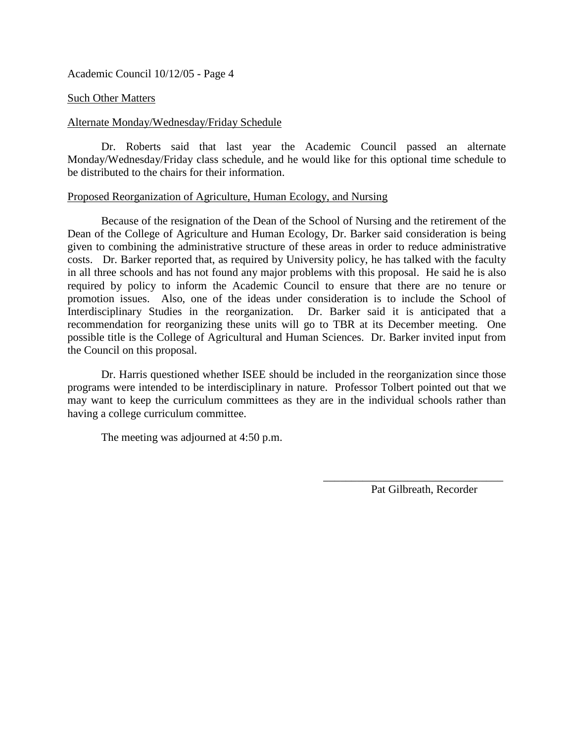Such Other Matters

Alternate Monday/Wednesday/Friday Schedule

Dr. Roberts said that last year the Academic Council passed an alternate Monday/Wednesday/Friday class schedule, and he would like for this optional time schedule to be distributed to the chairs for their information.

Proposed Reorganization of Agriculture, Human Ecology, and Nursing

Because of the resignation of the Dean of the School of Nursing and the retirement of the Dean of the College of Agriculture and Human Ecology, Dr. Barker said consideration is being given to combining the administrative structure of these areas in order to reduce administrative costs. Dr. Barker reported that, as required by University policy, he has talked with the faculty in all three schools and has not found any major problems with this proposal. He said he is also required by policy to inform the Academic Council to ensure that there are no tenure or promotion issues. Also, one of the ideas under consideration is to include the School of Interdisciplinary Studies in the reorganization. Dr. Barker said it is anticipated that a recommendation for reorganizing these units will go to TBR at its December meeting. One possible title is the College of Agricultural and Human Sciences. Dr. Barker invited input from the Council on this proposal.

Dr. Harris questioned whether ISEE should be included in the reorganization since those programs were intended to be interdisciplinary in nature. Professor Tolbert pointed out that we may want to keep the curriculum committees as they are in the individual schools rather than having a college curriculum committee.

The meeting was adjourned at 4:50 p.m.

\_\_\_\_\_\_\_\_\_\_\_\_\_\_\_\_\_\_\_\_\_\_\_\_\_\_\_\_\_\_\_\_

Pat Gilbreath, Recorder